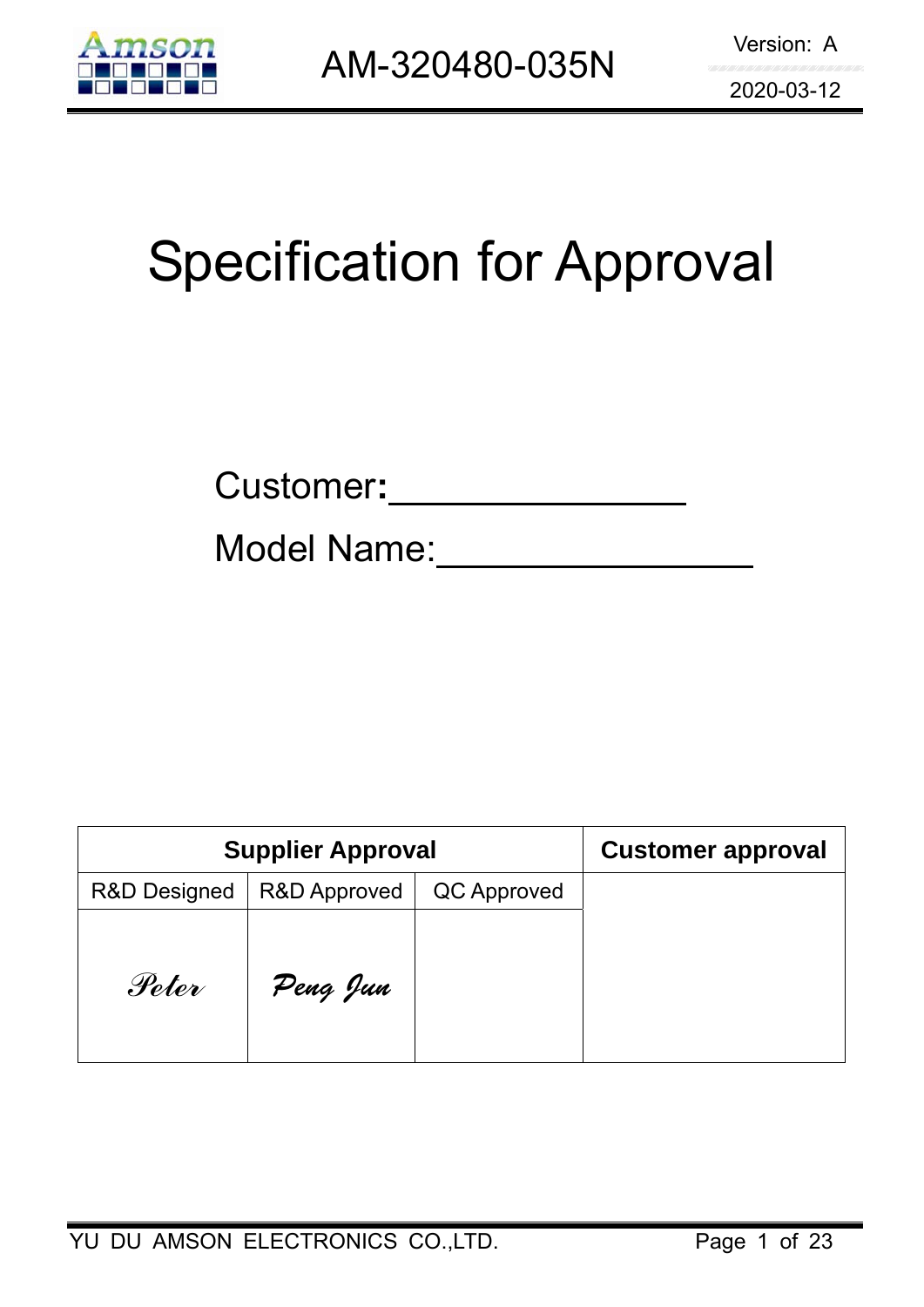# Specification for Approval

Customer:________________

Model Name:________________

| Supplier Approval | | | Customer approval |
|---|---|---|---|
| R&D Designed | R&D Approved | QC Approved | |
| Peter | Peng Jun | | |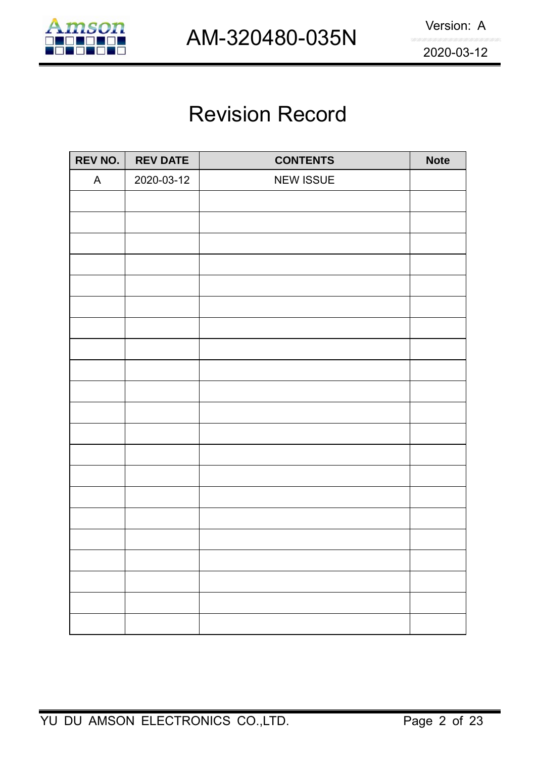# Revision Record

| REV NO. | REV DATE | CONTENTS | Note |
|---|---|---|---|
| A | 2020-03-12 | NEW ISSUE | |
| | | | |
| | | | |
| | | | |
| | | | |
| | | | |
| | | | |
| | | | |
| | | | |
| | | | |
| | | | |
| | | | |
| | | | |
| | | | |
| | | | |
| | | | |
| | | | |
| | | | |
| | | | |
| | | | |
| | | | |
| | | | |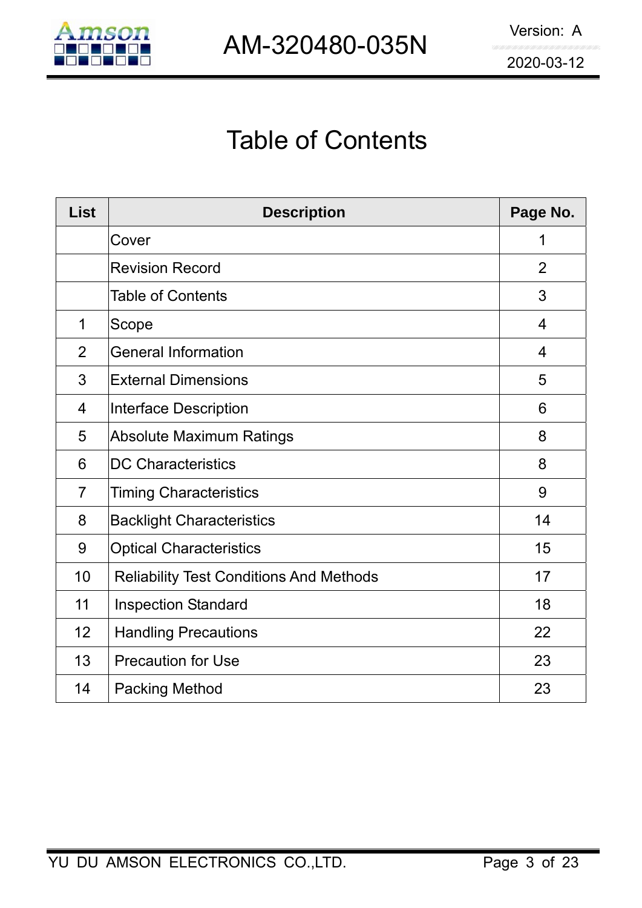# Table of Contents

| List | Description | Page No. |
|---|---|---|
| | Cover | 1 |
| | Revision Record | 2 |
| | Table of Contents | 3 |
| 1 | Scope | 4 |
| 2 | General Information | 4 |
| 3 | External Dimensions | 5 |
| 4 | Interface Description | 6 |
| 5 | Absolute Maximum Ratings | 8 |
| 6 | DC Characteristics | 8 |
| 7 | Timing Characteristics | 9 |
| 8 | Backlight Characteristics | 14 |
| 9 | Optical Characteristics | 15 |
| 10 | Reliability Test Conditions And Methods | 17 |
| 11 | Inspection Standard | 18 |
| 12 | Handling Precautions | 22 |
| 13 | Precaution for Use | 23 |
| 14 | Packing Method | 23 |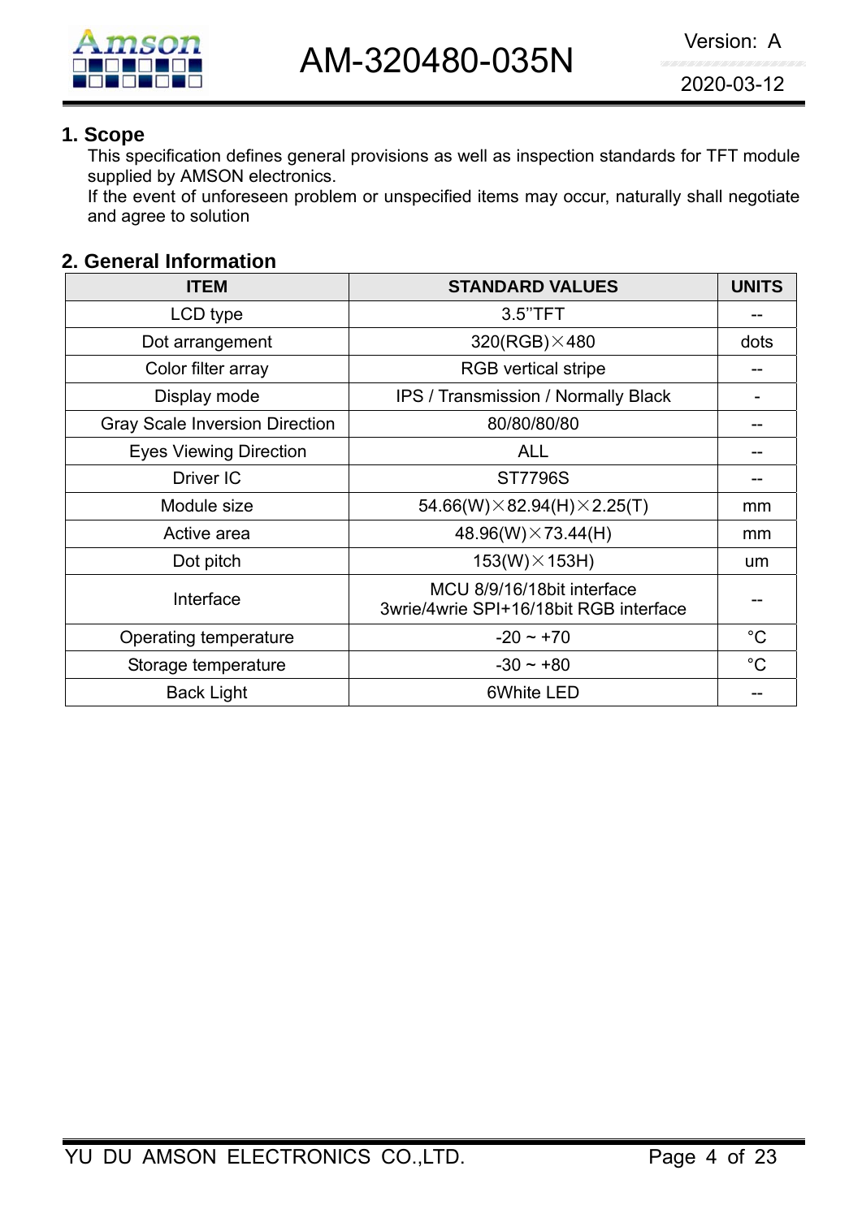## 1. Scope

This specification defines general provisions as well as inspection standards for TFT module supplied by AMSON electronics.

If the event of unforeseen problem or unspecified items may occur, naturally shall negotiate and agree to solution

## 2. General Information

| ITEM | STANDARD VALUES | UNITS |
|---|---|---|
| LCD type | 3.5''TFT | -- |
| Dot arrangement | 320(RGB)×480 | dots |
| Color filter array | RGB vertical stripe | -- |
| Display mode | IPS / Transmission / Normally Black | - |
| Gray Scale Inversion Direction | 80/80/80/80 | -- |
| Eyes Viewing Direction | ALL | -- |
| Driver IC | ST7796S | -- |
| Module size | 54.66(W)×82.94(H)×2.25(T) | mm |
| Active area | 48.96(W)×73.44(H) | mm |
| Dot pitch | 153(W)×153H) | um |
| Interface | MCU 8/9/16/18bit interface<br>3wrie/4wrie SPI+16/18bit RGB interface | -- |
| Operating temperature | -20 ~ +70 | °C |
| Storage temperature | -30 ~ +80 | °C |
| Back Light | 6White LED | -- |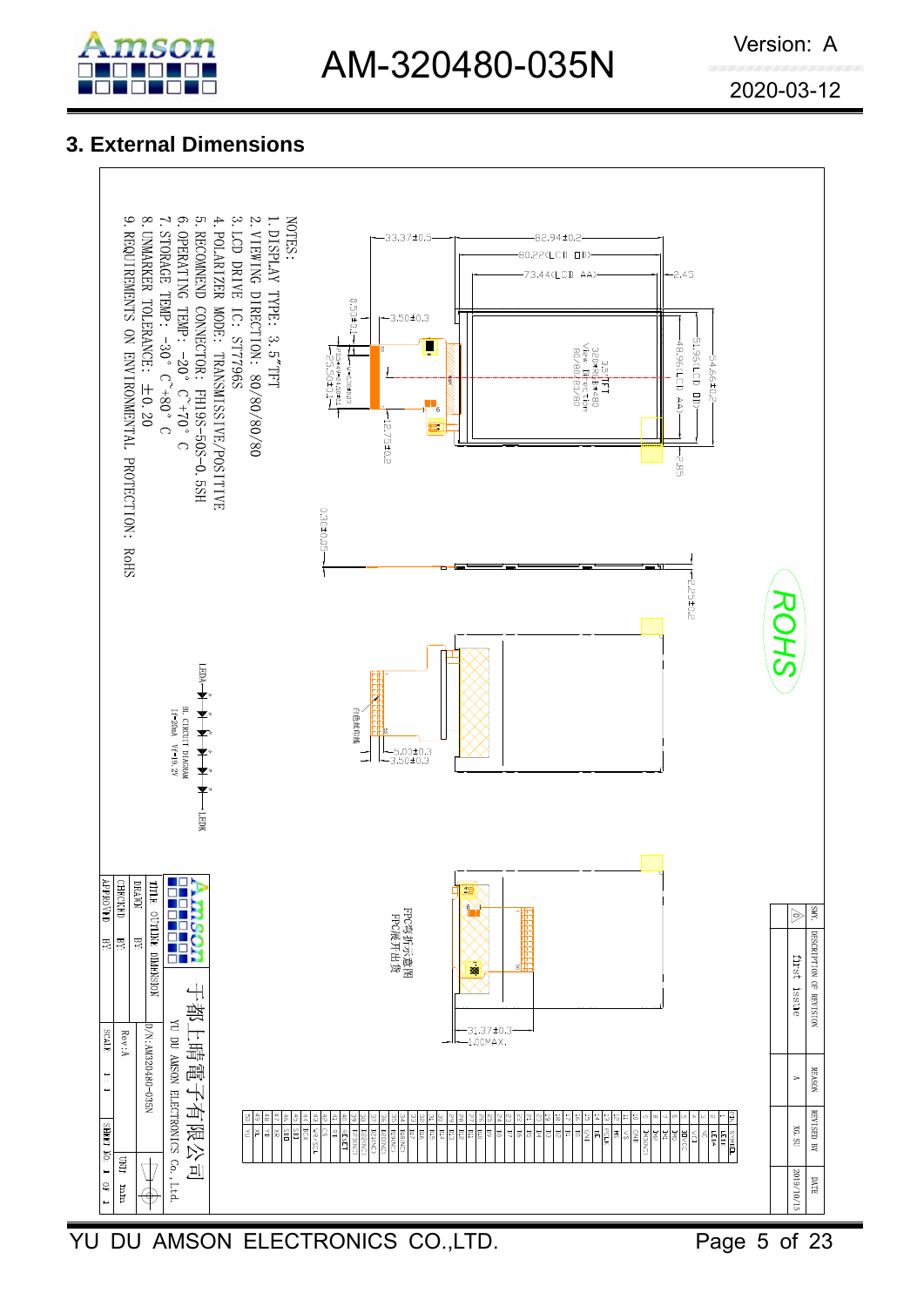## 3. External Dimensions

NOTES:

1. DISPLAY TYPE: 3.5"TFT
2. VIEWING DIRECTION: 80/80/80/80
3. LCD DRIVE IC: ST7796S
4. POLARIZER MODE: TRANSMISSIVE/POSITIVE
5. RECOMINEND CONNECTOR: FH19S-50S-0.5SH
6. OPERATING TEMP: -20° C~+70° C
7. STORAGE TEMP: -30° C~+80° C
8. UNMARKER TOLERANCE: ±0.20
9. REQUIREMENTS ON ENVIRONMENTAL PROTECTION: RoHS

82.94±0.2
80.22(LCD OD)
73.44(LCD AA)
33.37±0.5
2.45
54.66±0.2
51.96(LCD OD)
48.96(LCD AA)
2.85
3.50±0.3
0.50±0.1
12.75±0.2
0.30±0.05
2.25±0.2
5.00±0.3
3.50±0.3
31.37±0.3
1.00MAX.

3.5"TFT
320*RGB*480
View Direction
80/80/80/80

FPC弯折示意图
FPC展开出货

BL CIRCUIT DIAGRAM
If=20mA Vf=19.2V
LEDA
LEDK

ROHS

| No. | SYMBOL |
|---|---|
| 1 | LEDK |
| 2 | LEDA |
| 3 | NC |
| 4 | VCI |
| 5 | IOVCC |
| 6 | DB0 |
| 7 | DB1 |
| 8 | DB2 |
| 9 | DB3(NC) |
| 10 | GND |
| 11 | VS |
| 12 | HS |
| 13 | PCLK |
| 14 | DE |
| 15 | GND |
| 16 | D0 |
| 17 | D1 |
| 18 | D2 |
| 19 | D3 |
| 20 | D4 |
| 21 | D5 |
| 22 | D6 |
| 23 | D7 |
| 24 | D8 |
| 25 | D9 |
| 26 | D10 |
| 27 | D11 |
| 28 | D12 |
| 29 | D13 |
| 30 | D14 |
| 31 | D15 |
| 32 | D16 |
| 33 | D17 |
| 34 | DB4(NC) |
| 35 | DB5(NC) |
| 36 | DB6(NC) |
| 37 | DB7(NC) |
| 38 | DB8(NC) |
| 39 | DB9(NC) |
| 40 | RESET |
| 41 | RS |
| 42 | CS |
| 43 | WR/SCL |
| 44 | RD |
| 45 | SDI |
| 46 | SDO |
| 47 | XR |
| 48 | YD |
| 49 | XL |
| 50 | YU |

| SYM. | DESCRIPTION OF REVISION | REASON | REVISED BY | DATE |
|---|---|---|---|---|
| A | first issue | A | XG.SU | 2019/10/15 |

于都上晴电子有限公司
YU DU AMSON ELECTRONICS Co.,Ltd.

| TITLE: OUTLINE DIMENSION | | D/N: AM320480-035N | |
|---|---|---|---|
| DRAWN | BY | Rev: A | UNIT: mm |
| CHECKED | BY | | |
| APPROVED | BY | SCALE 1:1 | SHEET NO. 1 OF 1 |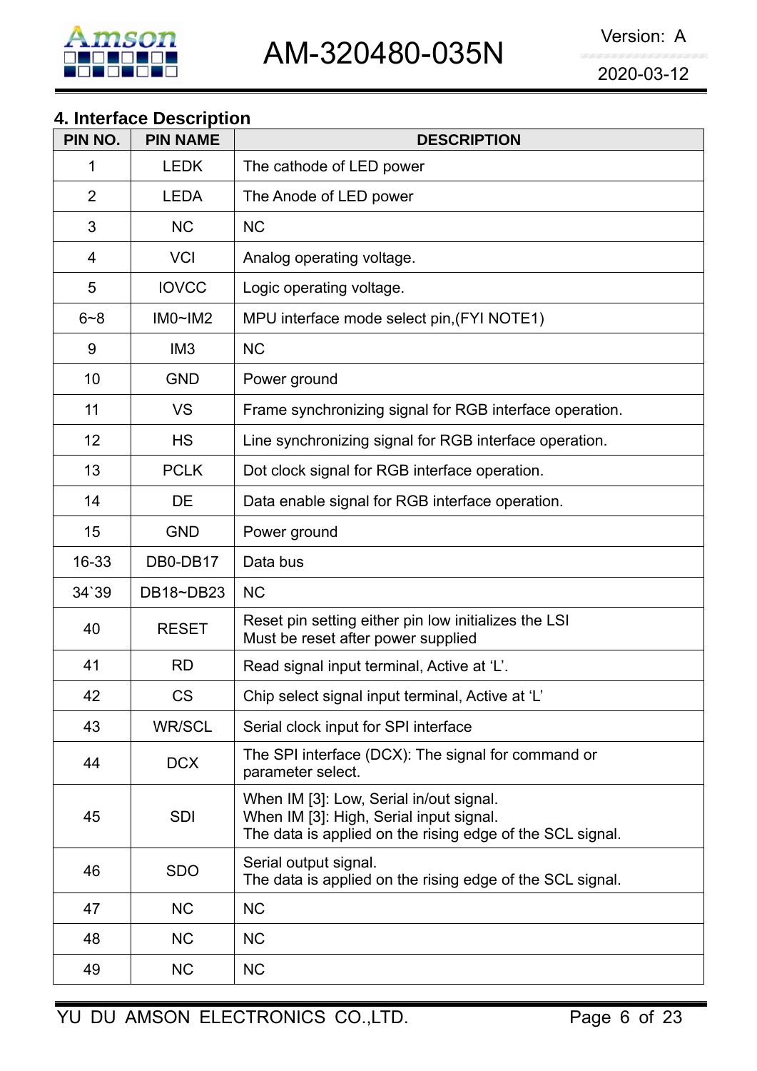## 4. Interface Description

| PIN NO. | PIN NAME | DESCRIPTION |
|---|---|---|
| 1 | LEDK | The cathode of LED power |
| 2 | LEDA | The Anode of LED power |
| 3 | NC | NC |
| 4 | VCI | Analog operating voltage. |
| 5 | IOVCC | Logic operating voltage. |
| 6~8 | IM0~IM2 | MPU interface mode select pin,(FYI NOTE1) |
| 9 | IM3 | NC |
| 10 | GND | Power ground |
| 11 | VS | Frame synchronizing signal for RGB interface operation. |
| 12 | HS | Line synchronizing signal for RGB interface operation. |
| 13 | PCLK | Dot clock signal for RGB interface operation. |
| 14 | DE | Data enable signal for RGB interface operation. |
| 15 | GND | Power ground |
| 16-33 | DB0-DB17 | Data bus |
| 34`39 | DB18~DB23 | NC |
| 40 | RESET | Reset pin setting either pin low initializes the LSI<br>Must be reset after power supplied |
| 41 | RD | Read signal input terminal, Active at 'L'. |
| 42 | CS | Chip select signal input terminal, Active at 'L' |
| 43 | WR/SCL | Serial clock input for SPI interface |
| 44 | DCX | The SPI interface (DCX): The signal for command or parameter select. |
| 45 | SDI | When IM [3]: Low, Serial in/out signal.<br>When IM [3]: High, Serial input signal.<br>The data is applied on the rising edge of the SCL signal. |
| 46 | SDO | Serial output signal.<br>The data is applied on the rising edge of the SCL signal. |
| 47 | NC | NC |
| 48 | NC | NC |
| 49 | NC | NC |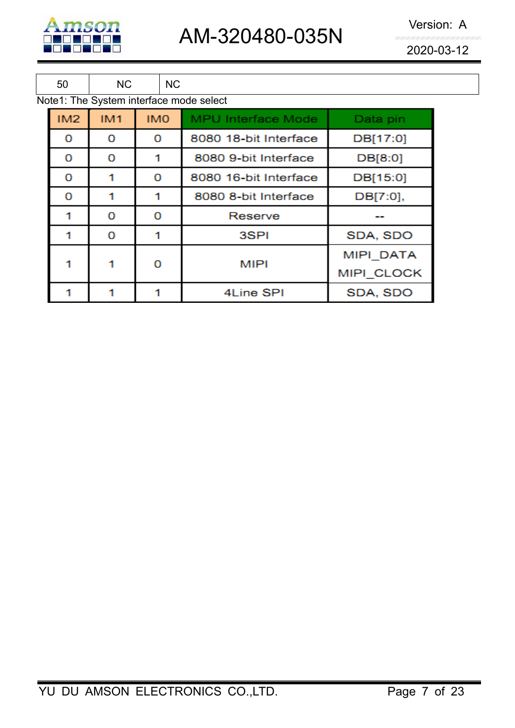| 50 | NC | NC |
|---|---|---|

Note1: The System interface mode select

| IM2 | IM1 | IM0 | MPU Interface Mode | Data pin |
|---|---|---|---|---|
| 0 | 0 | 0 | 8080 18-bit Interface | DB[17:0] |
| 0 | 0 | 1 | 8080 9-bit Interface | DB[8:0] |
| 0 | 1 | 0 | 8080 16-bit Interface | DB[15:0] |
| 0 | 1 | 1 | 8080 8-bit Interface | DB[7:0], |
| 1 | 0 | 0 | Reserve | -- |
| 1 | 0 | 1 | 3SPI | SDA, SDO |
| 1 | 1 | 0 | MIPI | MIPI_DATA MIPI_CLOCK |
| 1 | 1 | 1 | 4Line SPI | SDA, SDO |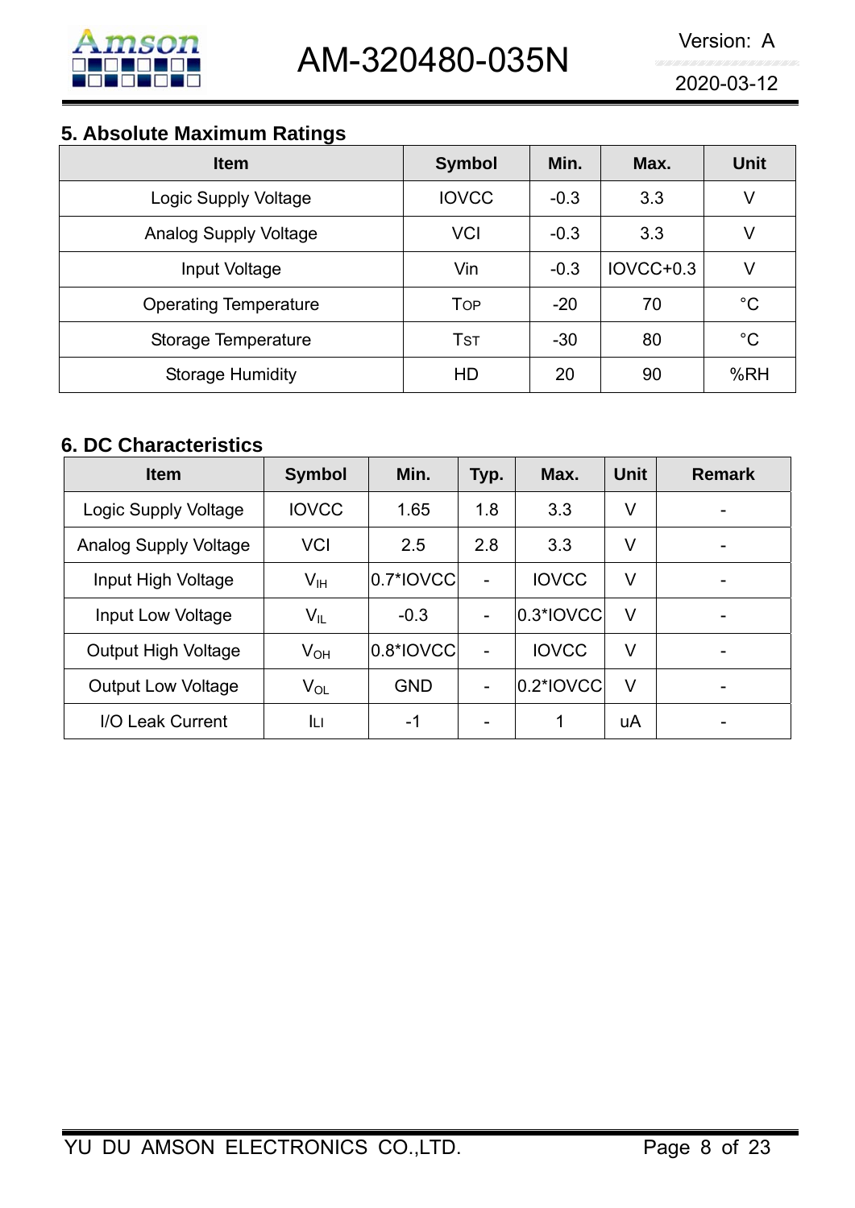## 5. Absolute Maximum Ratings

| Item | Symbol | Min. | Max. | Unit |
|---|---|---|---|---|
| Logic Supply Voltage | IOVCC | -0.3 | 3.3 | V |
| Analog Supply Voltage | VCI | -0.3 | 3.3 | V |
| Input Voltage | Vin | -0.3 | IOVCC+0.3 | V |
| Operating Temperature | $T_{OP}$ | -20 | 70 | °C |
| Storage Temperature | $T_{ST}$ | -30 | 80 | °C |
| Storage Humidity | HD | 20 | 90 | %RH |

## 6. DC Characteristics

| Item | Symbol | Min. | Typ. | Max. | Unit | Remark |
|---|---|---|---|---|---|---|
| Logic Supply Voltage | IOVCC | 1.65 | 1.8 | 3.3 | V | - |
| Analog Supply Voltage | VCI | 2.5 | 2.8 | 3.3 | V | - |
| Input High Voltage | $V_{IH}$ | 0.7*IOVCC | - | IOVCC | V | - |
| Input Low Voltage | $V_{IL}$ | -0.3 | - | 0.3*IOVCC | V | - |
| Output High Voltage | $V_{OH}$ | 0.8*IOVCC | - | IOVCC | V | - |
| Output Low Voltage | $V_{OL}$ | GND | - | 0.2*IOVCC | V | - |
| I/O Leak Current | $I_{LI}$ | -1 | - | 1 | uA | - |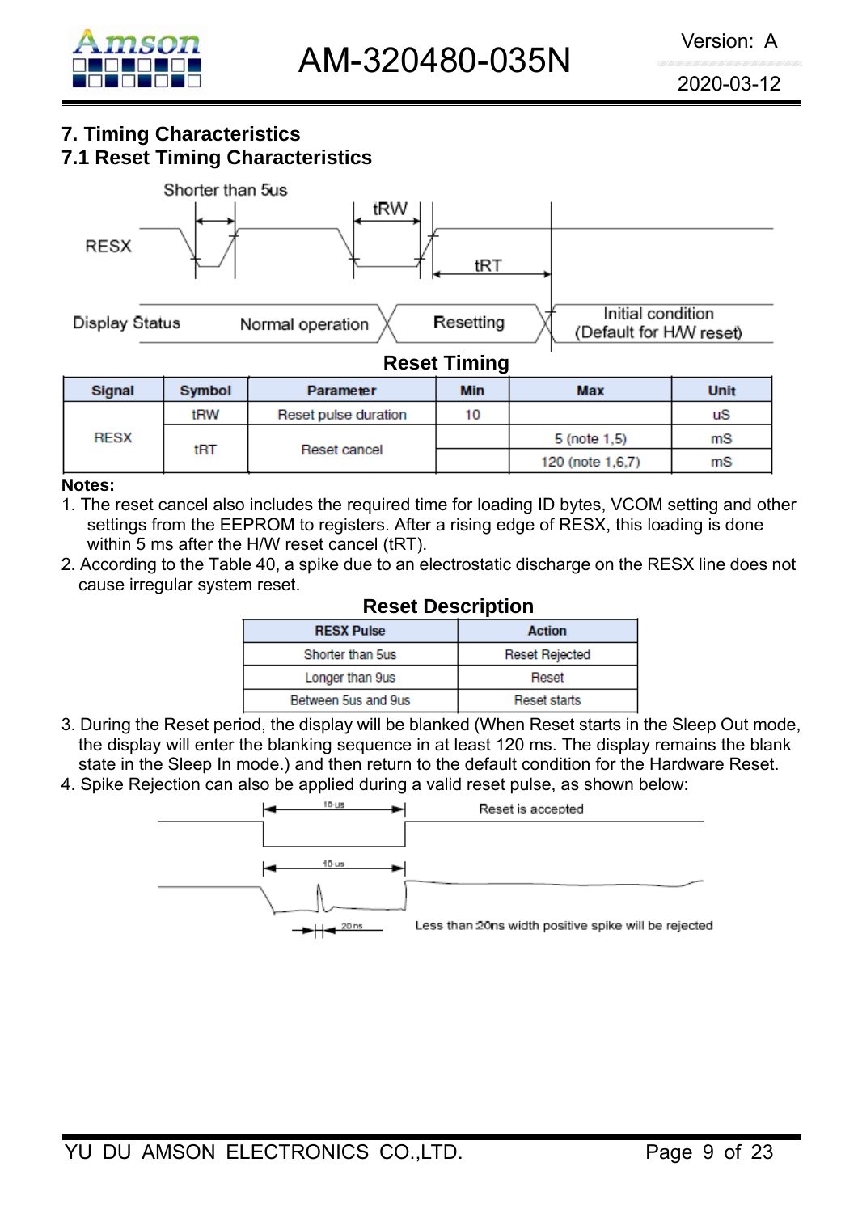## 7. Timing Characteristics

### 7.1 Reset Timing Characteristics

**Reset Timing**

| Signal | Symbol | Parameter | Min | Max | Unit |
|---|---|---|---|---|---|
| RESX | tRW | Reset pulse duration | 10 | | uS |
| | tRT | Reset cancel | | 5 (note 1,5) | mS |
| | | | | 120 (note 1,6,7) | mS |

**Notes:**

1. The reset cancel also includes the required time for loading ID bytes, VCOM setting and other settings from the EEPROM to registers. After a rising edge of RESX, this loading is done within 5 ms after the H/W reset cancel (tRT).
2. According to the Table 40, a spike due to an electrostatic discharge on the RESX line does not cause irregular system reset.

**Reset Description**

| RESX Pulse | Action |
|---|---|
| Shorter than 5us | Reset Rejected |
| Longer than 9us | Reset |
| Between 5us and 9us | Reset starts |

3. During the Reset period, the display will be blanked (When Reset starts in the Sleep Out mode, the display will enter the blanking sequence in at least 120 ms. The display remains the blank state in the Sleep In mode.) and then return to the default condition for the Hardware Reset.
4. Spike Rejection can also be applied during a valid reset pulse, as shown below: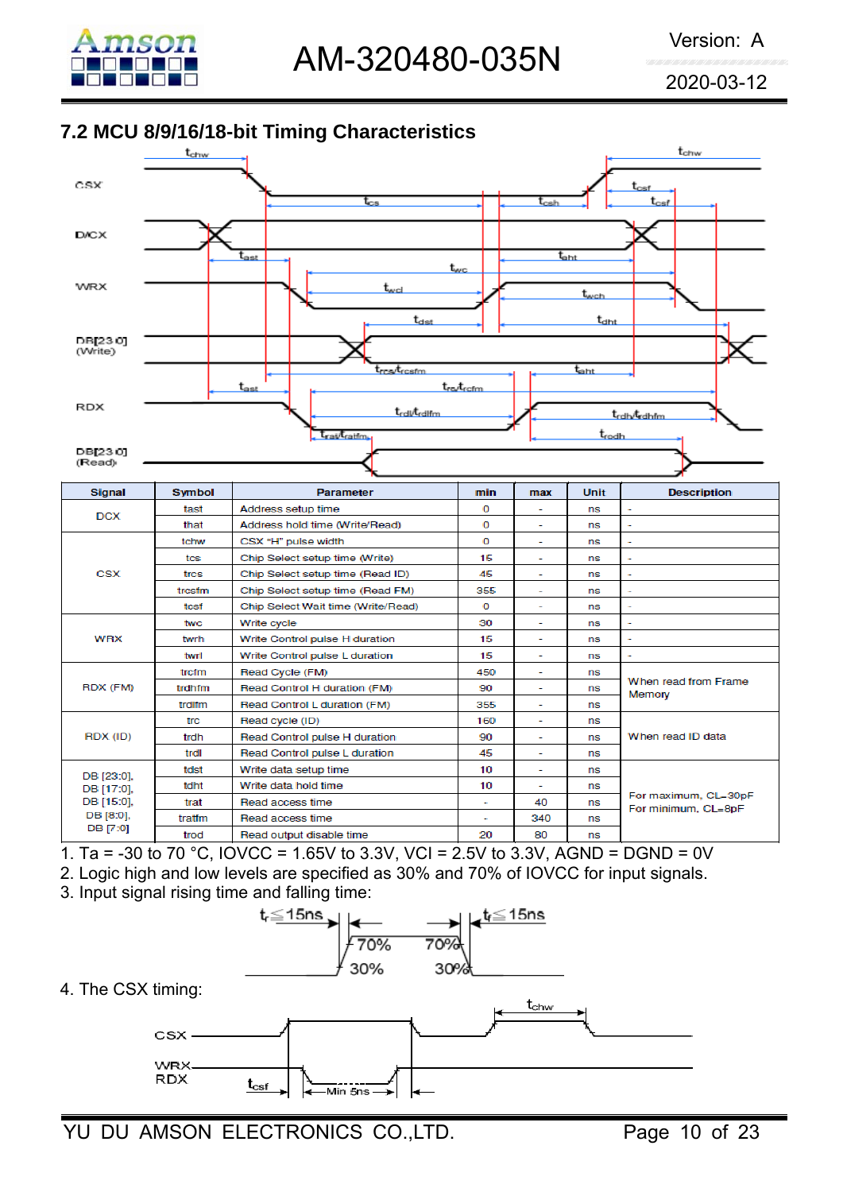## 7.2 MCU 8/9/16/18-bit Timing Characteristics

| Signal | Symbol | Parameter | min | max | Unit | Description |
|---|---|---|---|---|---|---|
| DCX | tast | Address setup time | 0 | - | ns | - |
| | taht | Address hold time (Write/Read) | 0 | - | ns | - |
| CSX | tchw | CSX "H" pulse width | 0 | - | ns | - |
| | tcs | Chip Select setup time (Write) | 15 | - | ns | - |
| | trcs | Chip Select setup time (Read ID) | 45 | - | ns | - |
| | trcsfm | Chip Select setup time (Read FM) | 355 | - | ns | - |
| | tcsf | Chip Select Wait time (Write/Read) | 0 | - | ns | - |
| WRX | twc | Write cycle | 30 | - | ns | - |
| | twrh | Write Control pulse H duration | 15 | - | ns | - |
| | twrl | Write Control pulse L duration | 15 | - | ns | - |
| RDX (FM) | trcfm | Read Cycle (FM) | 450 | - | ns | When read from Frame Memory |
| | trdhfm | Read Control H duration (FM) | 90 | - | ns | |
| | trdlfm | Read Control L duration (FM) | 355 | - | ns | |
| RDX (ID) | trc | Read cycle (ID) | 160 | - | ns | When read ID data |
| | trdh | Read Control pulse H duration | 90 | - | ns | |
| | trdl | Read Control pulse L duration | 45 | - | ns | |
| DB [23:0], DB [17:0], DB [15:0], DB [8:0], DB [7:0] | tdst | Write data setup time | 10 | - | ns | For maximum, CL=30pF For minimum, CL=8pF |
| | tdht | Write data hold time | 10 | - | ns | |
| | trat | Read access time | - | 40 | ns | |
| | tratfm | Read access time | - | 340 | ns | |
| | trod | Read output disable time | 20 | 80 | ns | |

1. Ta = -30 to 70 °C, IOVCC = 1.65V to 3.3V, VCI = 2.5V to 3.3V, AGND = DGND = 0V
2. Logic high and low levels are specified as 30% and 70% of IOVCC for input signals.
3. Input signal rising time and falling time:

$t_r \leq 15ns$, $t_f \leq 15ns$ (70%, 30%)

4. The CSX timing: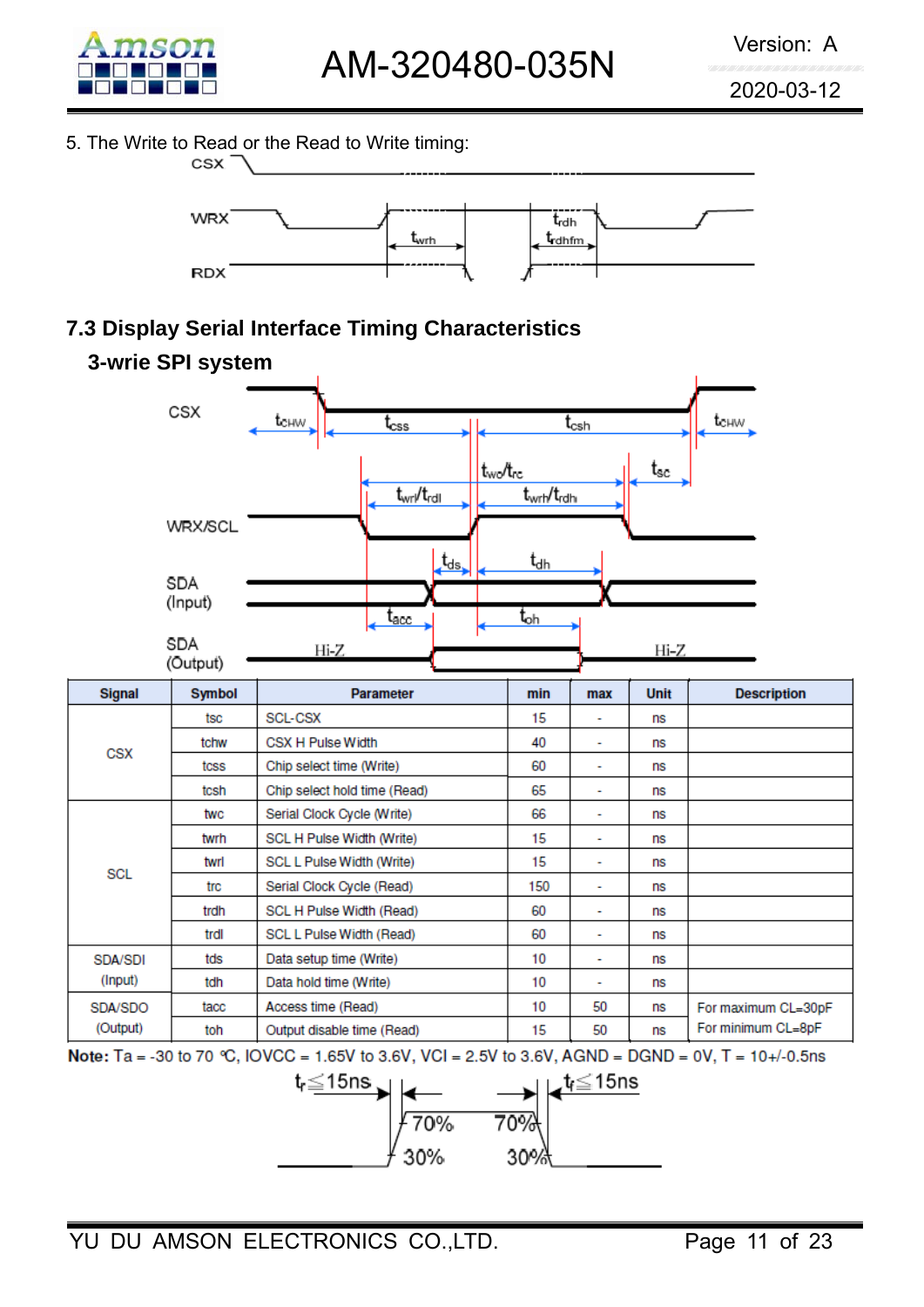5. The Write to Read or the Read to Write timing:

## 7.3 Display Serial Interface Timing Characteristics

### 3-wrie SPI system

| Signal | Symbol | Parameter | min | max | Unit | Description |
|---|---|---|---|---|---|---|
| CSX | tsc | SCL-CSX | 15 | - | ns | |
| | tchw | CSX H Pulse Width | 40 | - | ns | |
| | tcss | Chip select time (Write) | 60 | - | ns | |
| | tcsh | Chip select hold time (Read) | 65 | - | ns | |
| SCL | twc | Serial Clock Cycle (Write) | 66 | - | ns | |
| | twrh | SCL H Pulse Width (Write) | 15 | - | ns | |
| | twrl | SCL L Pulse Width (Write) | 15 | - | ns | |
| | trc | Serial Clock Cycle (Read) | 150 | - | ns | |
| | trdh | SCL H Pulse Width (Read) | 60 | - | ns | |
| | trdl | SCL L Pulse Width (Read) | 60 | - | ns | |
| SDA/SDI (Input) | tds | Data setup time (Write) | 10 | - | ns | |
| | tdh | Data hold time (Write) | 10 | - | ns | |
| SDA/SDO (Output) | tacc | Access time (Read) | 10 | 50 | ns | For maximum CL=30pF |
| | toh | Output disable time (Read) | 15 | 50 | ns | For minimum CL=8pF |

**Note:** Ta = -30 to 70 ℃, IOVCC = 1.65V to 3.6V, VCI = 2.5V to 3.6V, AGND = DGND = 0V, T = 10+/-0.5ns

$t_r \leq 15ns$ $t_f \leq 15ns$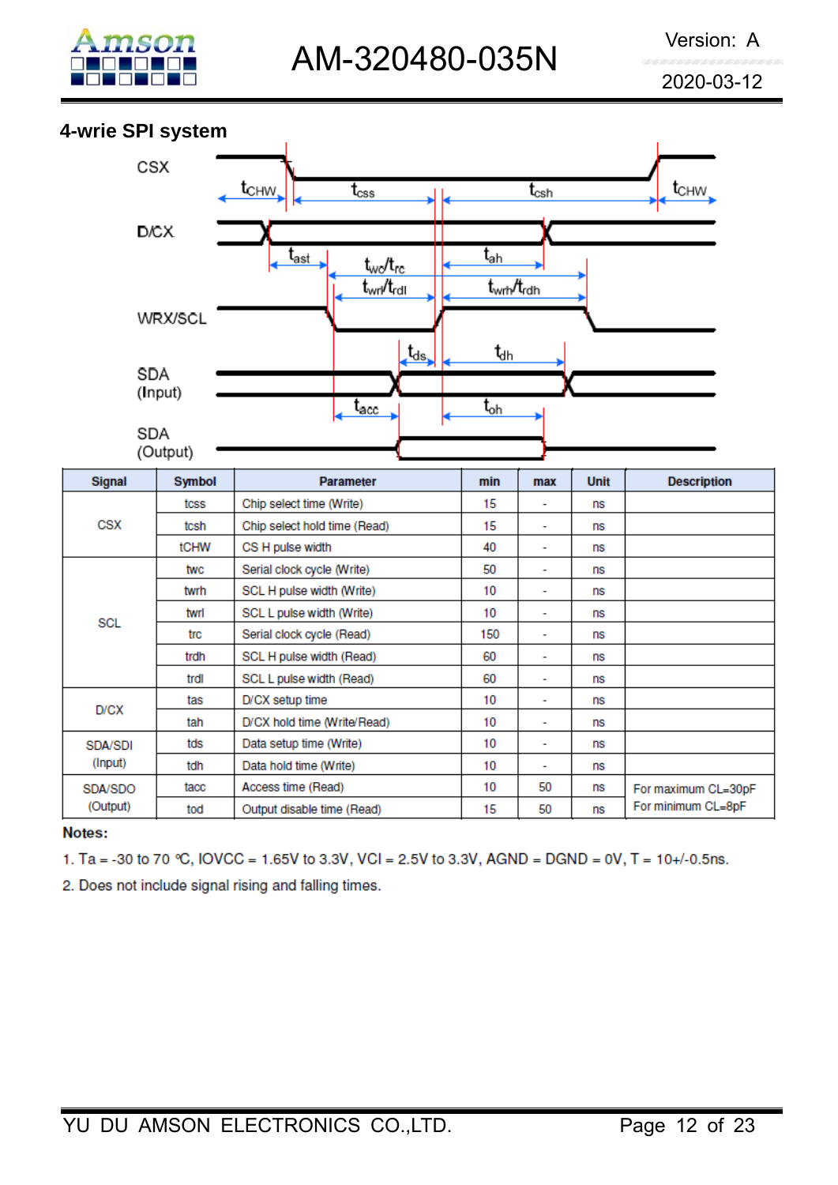### 4-wrie SPI system

| Signal | Symbol | Parameter | min | max | Unit | Description |
|---|---|---|---|---|---|---|
| CSX | tcss | Chip select time (Write) | 15 | - | ns | |
| | tcsh | Chip select hold time (Read) | 15 | - | ns | |
| | tCHW | CS H pulse width | 40 | - | ns | |
| SCL | twc | Serial clock cycle (Write) | 50 | - | ns | |
| | twrh | SCL H pulse width (Write) | 10 | - | ns | |
| | twrl | SCL L pulse width (Write) | 10 | - | ns | |
| | trc | Serial clock cycle (Read) | 150 | - | ns | |
| | trdh | SCL H pulse width (Read) | 60 | - | ns | |
| | trdl | SCL L pulse width (Read) | 60 | - | ns | |
| D/CX | tas | D/CX setup time | 10 | - | ns | |
| | tah | D/CX hold time (Write/Read) | 10 | - | ns | |
| SDA/SDI (Input) | tds | Data setup time (Write) | 10 | - | ns | |
| | tdh | Data hold time (Write) | 10 | - | ns | |
| SDA/SDO (Output) | tacc | Access time (Read) | 10 | 50 | ns | For maximum CL=30pF |
| | tod | Output disable time (Read) | 15 | 50 | ns | For minimum CL=8pF |

**Notes:**

1. Ta = -30 to 70 ℃, IOVCC = 1.65V to 3.3V, VCI = 2.5V to 3.3V, AGND = DGND = 0V, T = 10+/-0.5ns.
2. Does not include signal rising and falling times.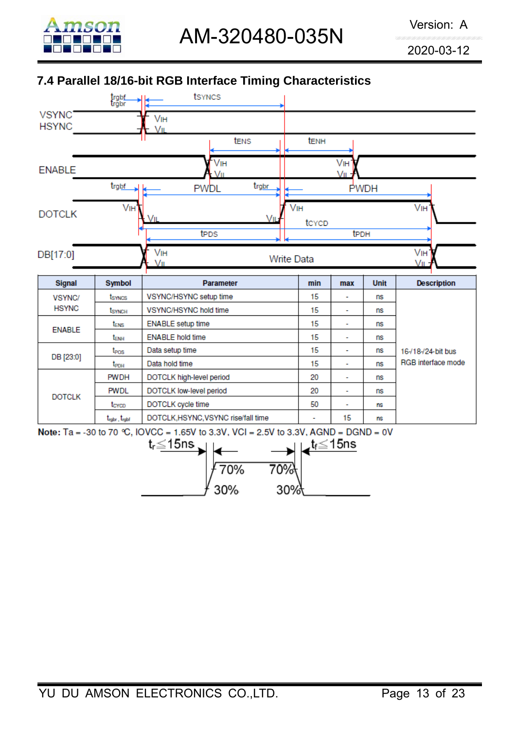## 7.4 Parallel 18/16-bit RGB Interface Timing Characteristics

| Signal | Symbol | Parameter | min | max | Unit | Description |
|---|---|---|---|---|---|---|
| VSYNC/ HSYNC | $t_{SYNCS}$ | VSYNC/HSYNC setup time | 15 | - | ns | 16-/18-/24-bit bus RGB interface mode |
| | $t_{SYNCH}$ | VSYNC/HSYNC hold time | 15 | - | ns | |
| ENABLE | $t_{ENS}$ | ENABLE setup time | 15 | - | ns | |
| | $t_{ENH}$ | ENABLE hold time | 15 | - | ns | |
| DB [23:0] | $t_{POS}$ | Data setup time | 15 | - | ns | |
| | $t_{PDH}$ | Data hold time | 15 | - | ns | |
| DOTCLK | PWDH | DOTCLK high-level period | 20 | - | ns | |
| | PWDL | DOTCLK low-level period | 20 | - | ns | |
| | $t_{CYCD}$ | DOTCLK cycle time | 50 | - | ns | |
| | $t_{rgbr}$, $t_{rgbf}$ | DOTCLK,HSYNC,VSYNC rise/fall time | - | 15 | ns | |

**Note:** Ta = -30 to 70 ℃, IOVCC = 1.65V to 3.3V, VCI = 2.5V to 3.3V, AGND = DGND = 0V

$t_r \leq 15ns$ $t_f \leq 15ns$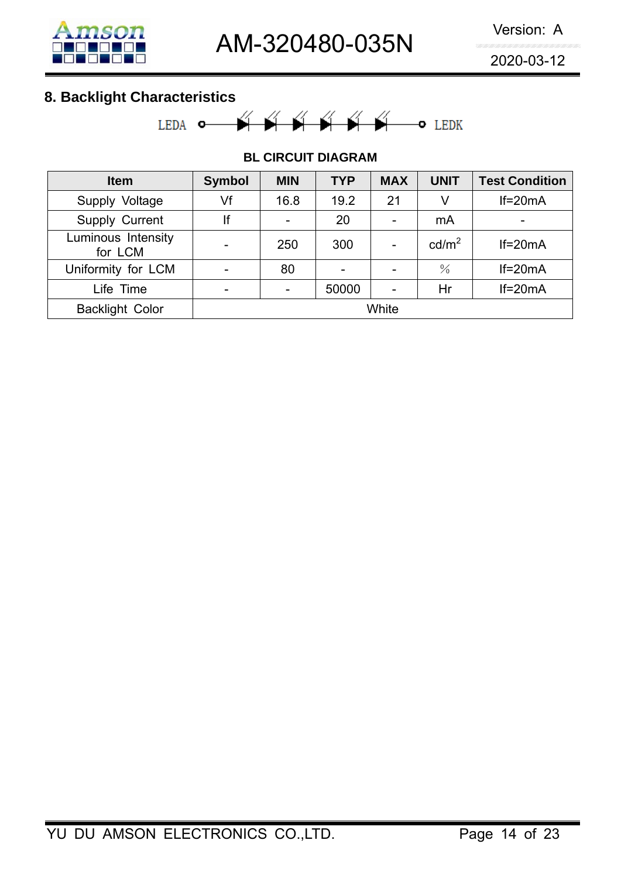## 8. Backlight Characteristics

LEDA ——▶|——▶|——▶|——▶|——▶|——▶|—— LEDK

**BL CIRCUIT DIAGRAM**

| Item | Symbol | MIN | TYP | MAX | UNIT | Test Condition |
|---|---|---|---|---|---|---|
| Supply Voltage | Vf | 16.8 | 19.2 | 21 | V | If=20mA |
| Supply Current | If | - | 20 | - | mA | - |
| Luminous Intensity for LCM | - | 250 | 300 | - | $cd/m^2$ | If=20mA |
| Uniformity for LCM | - | 80 | - | - | % | If=20mA |
| Life Time | - | - | 50000 | - | Hr | If=20mA |
| Backlight Color | White | | | | | |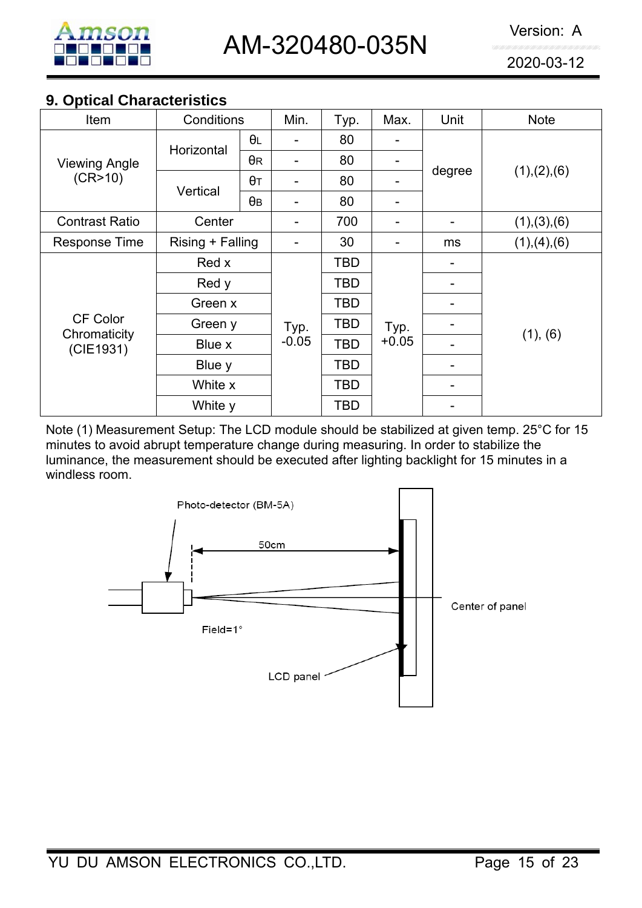## 9. Optical Characteristics

| Item | Conditions | | Min. | Typ. | Max. | Unit | Note |
|---|---|---|---|---|---|---|---|
| Viewing Angle (CR>10) | Horizontal | $\theta_L$ | - | 80 | - | degree | (1),(2),(6) |
| | | $\theta_R$ | - | 80 | - | | |
| | Vertical | $\theta_T$ | - | 80 | - | | |
| | | $\theta_B$ | - | 80 | - | | |
| Contrast Ratio | Center | | - | 700 | - | - | (1),(3),(6) |
| Response Time | Rising + Falling | | - | 30 | - | ms | (1),(4),(6) |
| CF Color Chromaticity (CIE1931) | Red x | | Typ. -0.05 | TBD | Typ. +0.05 | - | (1), (6) |
| | Red y | | | TBD | | - | |
| | Green x | | | TBD | | - | |
| | Green y | | | TBD | | - | |
| | Blue x | | | TBD | | - | |
| | Blue y | | | TBD | | - | |
| | White x | | | TBD | | - | |
| | White y | | | TBD | | - | |

Note (1) Measurement Setup: The LCD module should be stabilized at given temp. 25°C for 15 minutes to avoid abrupt temperature change during measuring. In order to stabilize the luminance, the measurement should be executed after lighting backlight for 15 minutes in a windless room.

Photo-detector (BM-5A)

50cm

Center of panel

Field=1°

LCD panel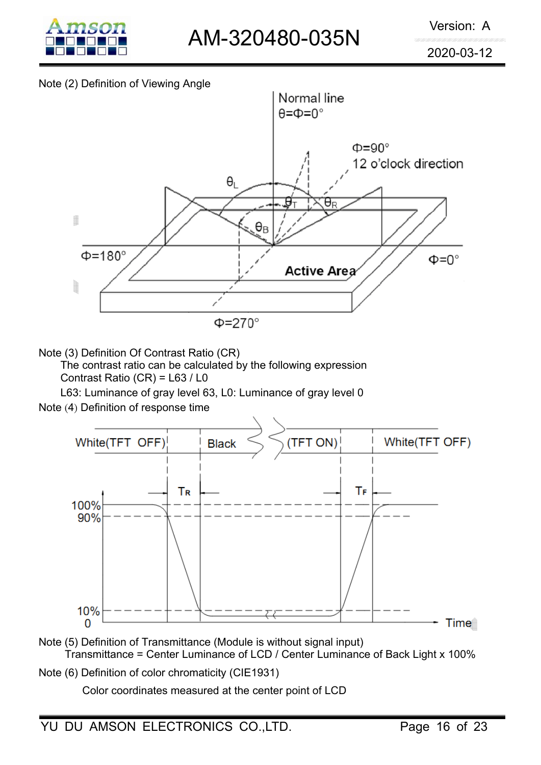Note (2) Definition of Viewing Angle

Note (3) Definition Of Contrast Ratio (CR)

The contrast ratio can be calculated by the following expression

Contrast Ratio (CR) = L63 / L0

L63: Luminance of gray level 63, L0: Luminance of gray level 0

Note (4) Definition of response time

Note (5) Definition of Transmittance (Module is without signal input)

Transmittance = Center Luminance of LCD / Center Luminance of Back Light x 100%

Note (6) Definition of color chromaticity (CIE1931)

Color coordinates measured at the center point of LCD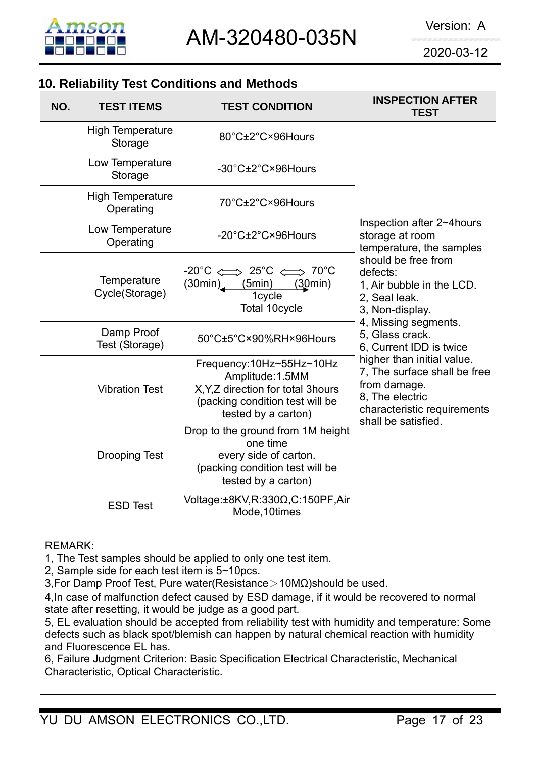## 10. Reliability Test Conditions and Methods

| NO. | TEST ITEMS | TEST CONDITION | INSPECTION AFTER TEST |
|---|---|---|---|
| | High Temperature Storage | 80°C±2°C×96Hours | Inspection after 2~4hours storage at room temperature, the samples should be free from defects:<br>1, Air bubble in the LCD.<br>2, Seal leak.<br>3, Non-display.<br>4, Missing segments.<br>5, Glass crack.<br>6, Current IDD is twice higher than initial value.<br>7, The surface shall be free from damage.<br>8, The electric characteristic requirements shall be satisfied. |
| | Low Temperature Storage | -30°C±2°C×96Hours | |
| | High Temperature Operating | 70°C±2°C×96Hours | |
| | Low Temperature Operating | -20°C±2°C×96Hours | |
| | Temperature Cycle(Storage) | -20°C ⟺ 25°C ⟺ 70°C<br>(30min) (5min) (30min)<br>1cycle<br>Total 10cycle | |
| | Damp Proof Test (Storage) | 50°C±5°C×90%RH×96Hours | |
| | Vibration Test | Frequency:10Hz~55Hz~10Hz<br>Amplitude:1.5MM<br>X,Y,Z direction for total 3hours<br>(packing condition test will be tested by a carton) | |
| | Drooping Test | Drop to the ground from 1M height one time<br>every side of carton.<br>(packing condition test will be tested by a carton) | |
| | ESD Test | Voltage:±8KV,R:330Ω,C:150PF,Air Mode,10times | |

REMARK:
1, The Test samples should be applied to only one test item.
2, Sample side for each test item is 5~10pcs.
3,For Damp Proof Test, Pure water(Resistance＞10MΩ)should be used.
4,In case of malfunction defect caused by ESD damage, if it would be recovered to normal state after resetting, it would be judge as a good part.
5, EL evaluation should be accepted from reliability test with humidity and temperature: Some defects such as black spot/blemish can happen by natural chemical reaction with humidity and Fluorescence EL has.
6, Failure Judgment Criterion: Basic Specification Electrical Characteristic, Mechanical Characteristic, Optical Characteristic.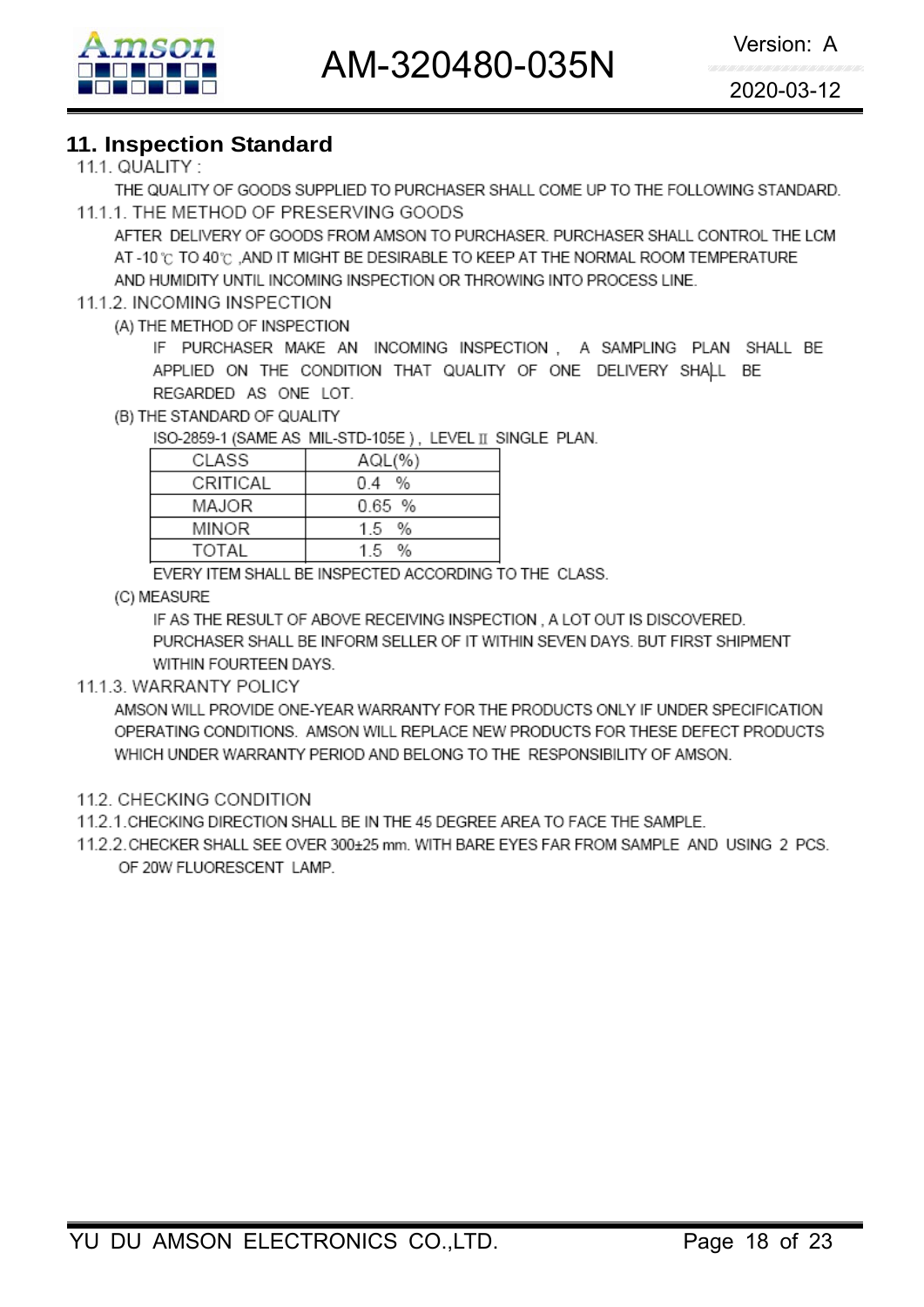## 11. Inspection Standard

11.1. QUALITY :

THE QUALITY OF GOODS SUPPLIED TO PURCHASER SHALL COME UP TO THE FOLLOWING STANDARD.

11.1.1. THE METHOD OF PRESERVING GOODS

AFTER DELIVERY OF GOODS FROM AMSON TO PURCHASER. PURCHASER SHALL CONTROL THE LCM AT -10℃ TO 40℃ ,AND IT MIGHT BE DESIRABLE TO KEEP AT THE NORMAL ROOM TEMPERATURE AND HUMIDITY UNTIL INCOMING INSPECTION OR THROWING INTO PROCESS LINE.

11.1.2. INCOMING INSPECTION

(A) THE METHOD OF INSPECTION

IF PURCHASER MAKE AN INCOMING INSPECTION , A SAMPLING PLAN SHALL BE APPLIED ON THE CONDITION THAT QUALITY OF ONE DELIVERY SHALL BE REGARDED AS ONE LOT.

(B) THE STANDARD OF QUALITY

ISO-2859-1 (SAME AS MIL-STD-105E ) , LEVEL II SINGLE PLAN.

| CLASS | AQL(%) |
|---|---|
| CRITICAL | 0.4 % |
| MAJOR | 0.65 % |
| MINOR | 1.5 % |
| TOTAL | 1.5 % |

EVERY ITEM SHALL BE INSPECTED ACCORDING TO THE CLASS.

(C) MEASURE

IF AS THE RESULT OF ABOVE RECEIVING INSPECTION , A LOT OUT IS DISCOVERED. PURCHASER SHALL BE INFORM SELLER OF IT WITHIN SEVEN DAYS. BUT FIRST SHIPMENT WITHIN FOURTEEN DAYS.

11.1.3. WARRANTY POLICY

AMSON WILL PROVIDE ONE-YEAR WARRANTY FOR THE PRODUCTS ONLY IF UNDER SPECIFICATION OPERATING CONDITIONS. AMSON WILL REPLACE NEW PRODUCTS FOR THESE DEFECT PRODUCTS WHICH UNDER WARRANTY PERIOD AND BELONG TO THE RESPONSIBILITY OF AMSON.

11.2. CHECKING CONDITION

11.2.1. CHECKING DIRECTION SHALL BE IN THE 45 DEGREE AREA TO FACE THE SAMPLE.

11.2.2. CHECKER SHALL SEE OVER 300±25 mm. WITH BARE EYES FAR FROM SAMPLE AND USING 2 PCS. OF 20W FLUORESCENT LAMP.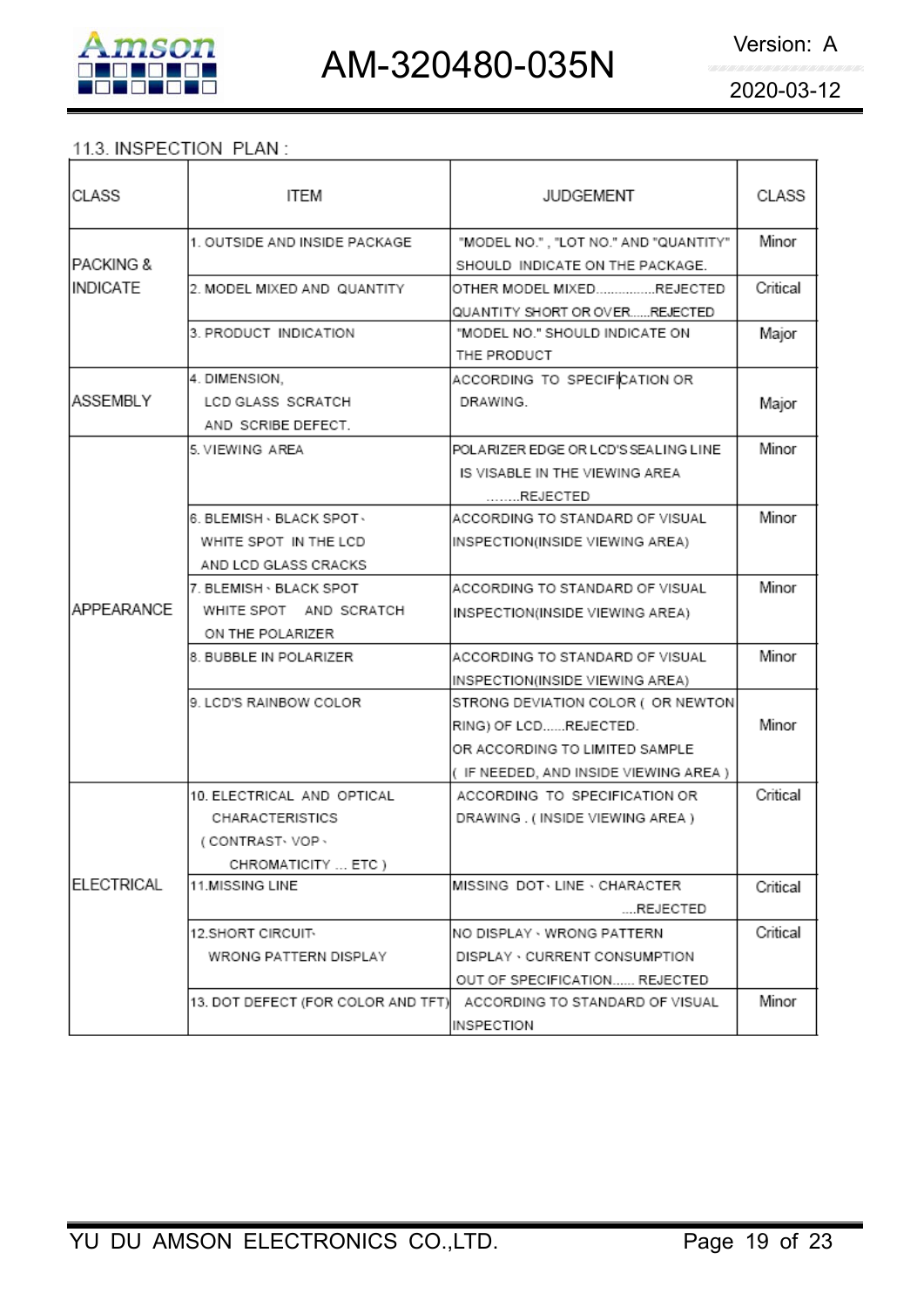### 11.3. INSPECTION PLAN :

| CLASS | ITEM | JUDGEMENT | CLASS |
|---|---|---|---|
| PACKING & INDICATE | 1. OUTSIDE AND INSIDE PACKAGE | "MODEL NO." , "LOT NO." AND "QUANTITY" SHOULD INDICATE ON THE PACKAGE. | Minor |
| | 2. MODEL MIXED AND QUANTITY | OTHER MODEL MIXED................REJECTED<br>QUANTITY SHORT OR OVER......REJECTED | Critical |
| | 3. PRODUCT INDICATION | "MODEL NO." SHOULD INDICATE ON THE PRODUCT | Major |
| ASSEMBLY | 4. DIMENSION, LCD GLASS SCRATCH AND SCRIBE DEFECT. | ACCORDING TO SPECIFICATION OR DRAWING. | Major |
| APPEARANCE | 5. VIEWING AREA | POLARIZER EDGE OR LCD'S SEALING LINE IS VISABLE IN THE VIEWING AREA ........REJECTED | Minor |
| | 6. BLEMISH、BLACK SPOT、WHITE SPOT IN THE LCD AND LCD GLASS CRACKS | ACCORDING TO STANDARD OF VISUAL INSPECTION(INSIDE VIEWING AREA) | Minor |
| | 7. BLEMISH、BLACK SPOT WHITE SPOT AND SCRATCH ON THE POLARIZER | ACCORDING TO STANDARD OF VISUAL INSPECTION(INSIDE VIEWING AREA) | Minor |
| | 8. BUBBLE IN POLARIZER | ACCORDING TO STANDARD OF VISUAL INSPECTION(INSIDE VIEWING AREA) | Minor |
| | 9. LCD'S RAINBOW COLOR | STRONG DEVIATION COLOR ( OR NEWTON RING) OF LCD......REJECTED.<br>OR ACCORDING TO LIMITED SAMPLE ( IF NEEDED, AND INSIDE VIEWING AREA ) | Minor |
| ELECTRICAL | 10. ELECTRICAL AND OPTICAL CHARACTERISTICS ( CONTRAST、VOP、CHROMATICITY ... ETC ) | ACCORDING TO SPECIFICATION OR DRAWING . ( INSIDE VIEWING AREA ) | Critical |
| | 11.MISSING LINE | MISSING DOT、LINE 、CHARACTER ....REJECTED | Critical |
| | 12.SHORT CIRCUIT、WRONG PATTERN DISPLAY | NO DISPLAY 、WRONG PATTERN DISPLAY 、CURRENT CONSUMPTION OUT OF SPECIFICATION...... REJECTED | Critical |
| | 13. DOT DEFECT (FOR COLOR AND TFT) | ACCORDING TO STANDARD OF VISUAL INSPECTION | Minor |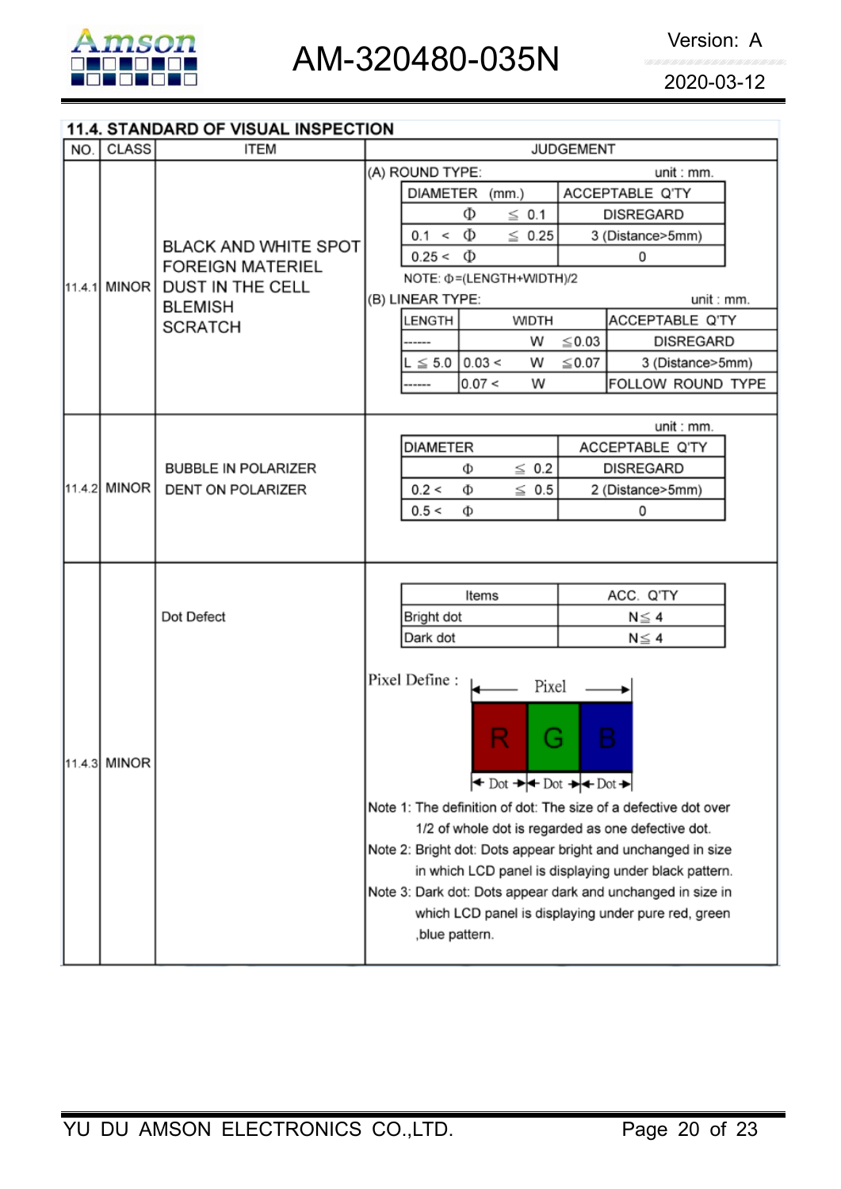## 11.4. STANDARD OF VISUAL INSPECTION

| NO. | CLASS | ITEM | JUDGEMENT |
|---|---|---|---|
| 11.4.1 | MINOR | BLACK AND WHITE SPOT<br>FOREIGN MATERIEL<br>DUST IN THE CELL<br>BLEMISH<br>SCRATCH | (A) ROUND TYPE: unit : mm.<br>See Table A below.<br>NOTE: Φ=(LENGTH+WIDTH)/2<br>(B) LINEAR TYPE: unit : mm.<br>See Table B below. |
| 11.4.2 | MINOR | BUBBLE IN POLARIZER<br>DENT ON POLARIZER | unit : mm.<br>See Table C below. |
| 11.4.3 | MINOR | Dot Defect | See Table D below. |

**11.4.1 (A) ROUND TYPE** (unit : mm.)

| DIAMETER (mm.) | ACCEPTABLE Q'TY |
|---|---|
| Φ ≦ 0.1 | DISREGARD |
| 0.1 < Φ ≦ 0.25 | 3 (Distance>5mm) |
| 0.25 < Φ | 0 |

NOTE: Φ=(LENGTH+WIDTH)/2

**11.4.1 (B) LINEAR TYPE** (unit : mm.)

| LENGTH | WIDTH | ACCEPTABLE Q'TY |
|---|---|---|
| ------ | W ≦0.03 | DISREGARD |
| L ≦ 5.0 | 0.03 < W ≦0.07 | 3 (Distance>5mm) |
| ------ | 0.07 < W | FOLLOW ROUND TYPE |

**11.4.2** (unit : mm.)

| DIAMETER | ACCEPTABLE Q'TY |
|---|---|
| Φ ≦ 0.2 | DISREGARD |
| 0.2 < Φ ≦ 0.5 | 2 (Distance>5mm) |
| 0.5 < Φ | 0 |

**11.4.3 Dot Defect**

| Items | ACC. Q'TY |
|---|---|
| Bright dot | N≦ 4 |
| Dark dot | N≦ 4 |

Pixel Define : Pixel = R | G | B (each one Dot)

Note 1: The definition of dot: The size of a defective dot over 1/2 of whole dot is regarded as one defective dot.

Note 2: Bright dot: Dots appear bright and unchanged in size in which LCD panel is displaying under black pattern.

Note 3: Dark dot: Dots appear dark and unchanged in size in which LCD panel is displaying under pure red, green ,blue pattern.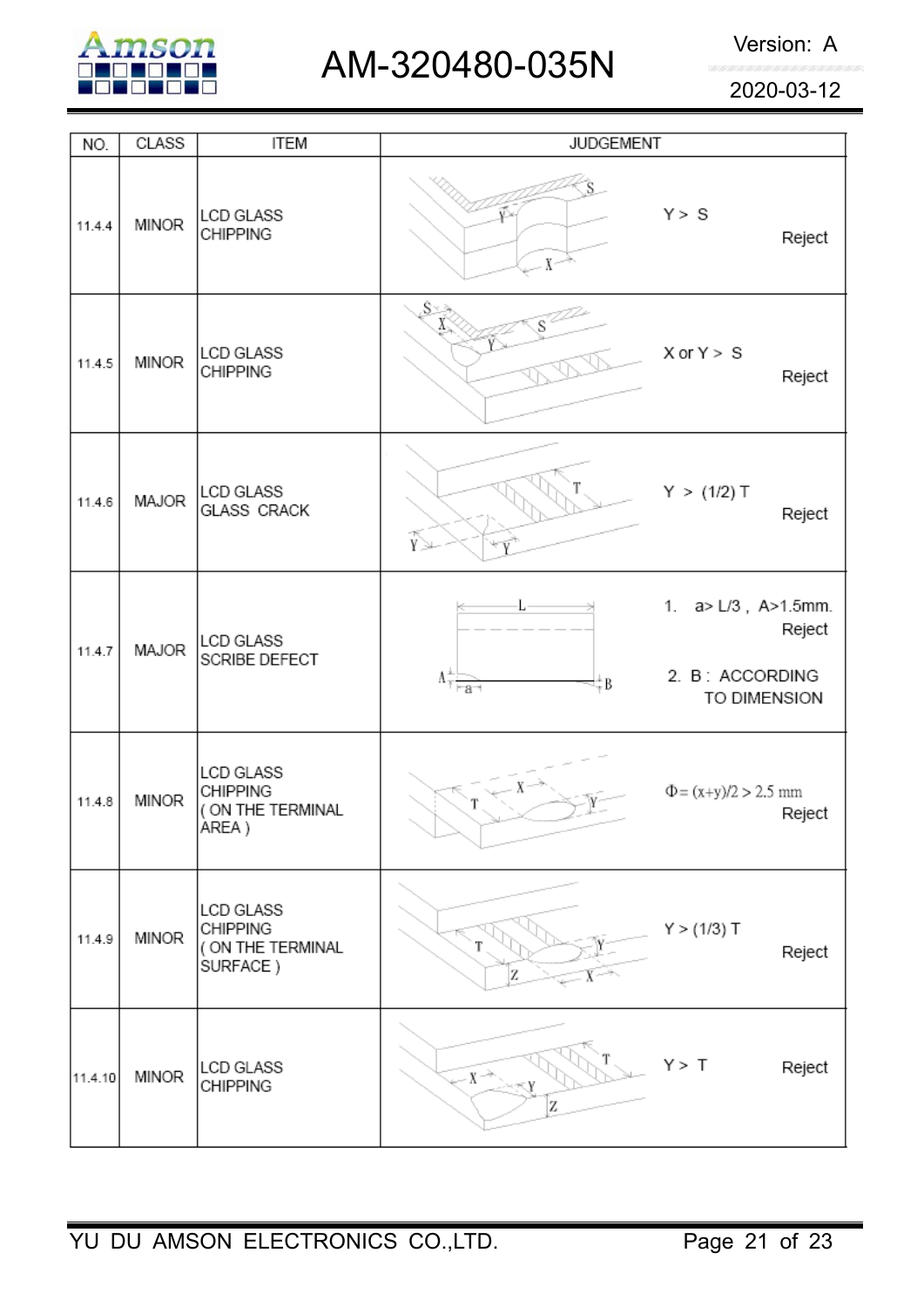| NO. | CLASS | ITEM | JUDGEMENT |
| --- | --- | --- | --- |
| 11.4.4 | MINOR | LCD GLASS CHIPPING | Y > S Reject |
| 11.4.5 | MINOR | LCD GLASS CHIPPING | X or Y > S Reject |
| 11.4.6 | MAJOR | LCD GLASS GLASS CRACK | Y > (1/2) T Reject |
| 11.4.7 | MAJOR | LCD GLASS SCRIBE DEFECT | 1. a> L/3 , A>1.5mm. Reject<br>2. B : ACCORDING TO DIMENSION |
| 11.4.8 | MINOR | LCD GLASS CHIPPING ( ON THE TERMINAL AREA ) | $\Phi = (x+y)/2 > 2.5$ mm Reject |
| 11.4.9 | MINOR | LCD GLASS CHIPPING ( ON THE TERMINAL SURFACE ) | Y > (1/3) T Reject |
| 11.4.10 | MINOR | LCD GLASS CHIPPING | Y > T Reject |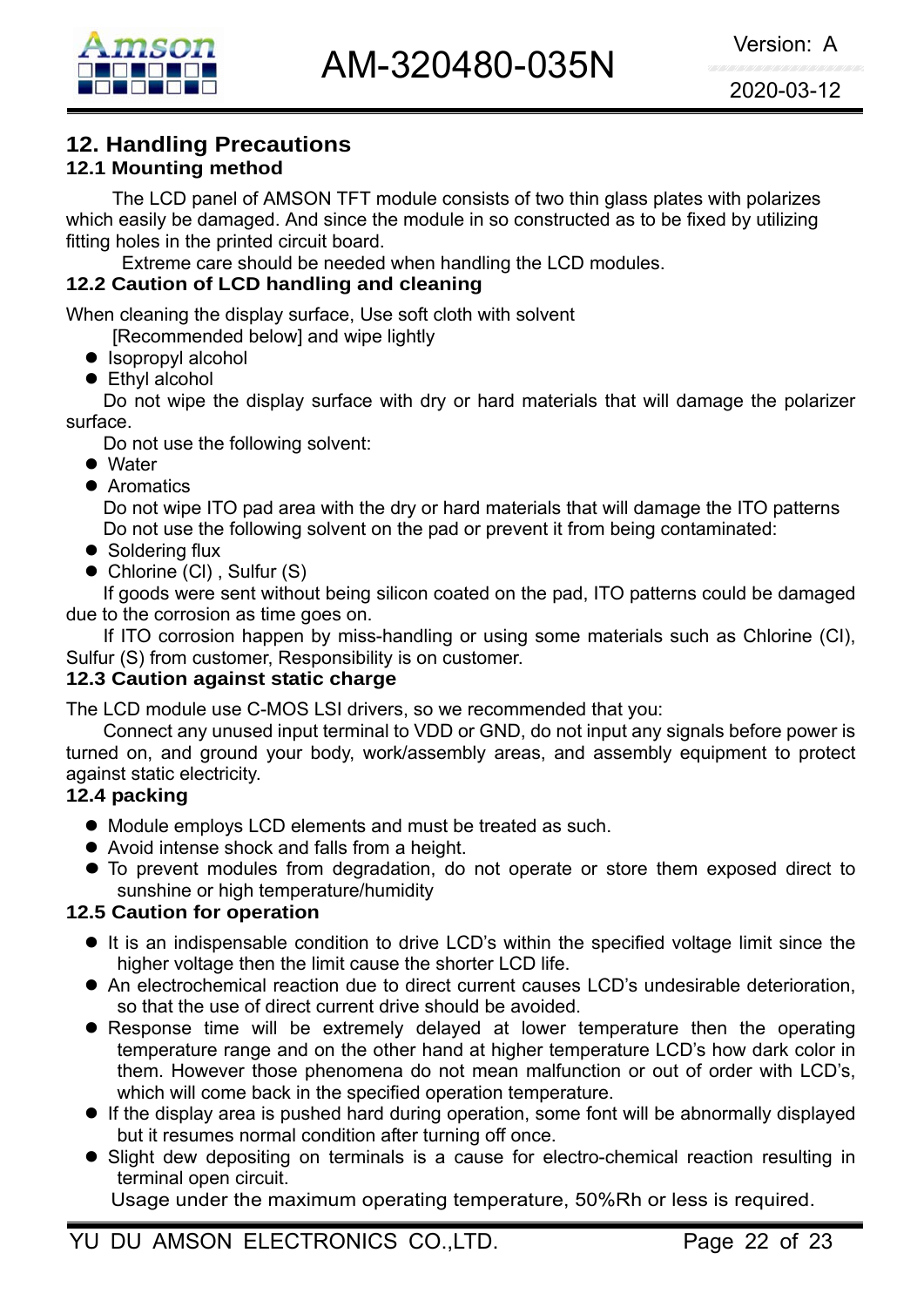## 12. Handling Precautions

### 12.1 Mounting method

The LCD panel of AMSON TFT module consists of two thin glass plates with polarizes which easily be damaged. And since the module in so constructed as to be fixed by utilizing fitting holes in the printed circuit board.

Extreme care should be needed when handling the LCD modules.

### 12.2 Caution of LCD handling and cleaning

When cleaning the display surface, Use soft cloth with solvent [Recommended below] and wipe lightly

- Isopropyl alcohol
- Ethyl alcohol

Do not wipe the display surface with dry or hard materials that will damage the polarizer surface.

Do not use the following solvent:

- Water
- Aromatics

Do not wipe ITO pad area with the dry or hard materials that will damage the ITO patterns
Do not use the following solvent on the pad or prevent it from being contaminated:

- Soldering flux
- Chlorine (Cl) , Sulfur (S)

If goods were sent without being silicon coated on the pad, ITO patterns could be damaged due to the corrosion as time goes on.

If ITO corrosion happen by miss-handling or using some materials such as Chlorine (CI), Sulfur (S) from customer, Responsibility is on customer.

### 12.3 Caution against static charge

The LCD module use C-MOS LSI drivers, so we recommended that you:

Connect any unused input terminal to VDD or GND, do not input any signals before power is turned on, and ground your body, work/assembly areas, and assembly equipment to protect against static electricity.

### 12.4 packing

- Module employs LCD elements and must be treated as such.
- Avoid intense shock and falls from a height.
- To prevent modules from degradation, do not operate or store them exposed direct to sunshine or high temperature/humidity

### 12.5 Caution for operation

- It is an indispensable condition to drive LCD's within the specified voltage limit since the higher voltage then the limit cause the shorter LCD life.
- An electrochemical reaction due to direct current causes LCD's undesirable deterioration, so that the use of direct current drive should be avoided.
- Response time will be extremely delayed at lower temperature then the operating temperature range and on the other hand at higher temperature LCD's how dark color in them. However those phenomena do not mean malfunction or out of order with LCD's, which will come back in the specified operation temperature.
- If the display area is pushed hard during operation, some font will be abnormally displayed but it resumes normal condition after turning off once.
- Slight dew depositing on terminals is a cause for electro-chemical reaction resulting in terminal open circuit.

Usage under the maximum operating temperature, 50%Rh or less is required.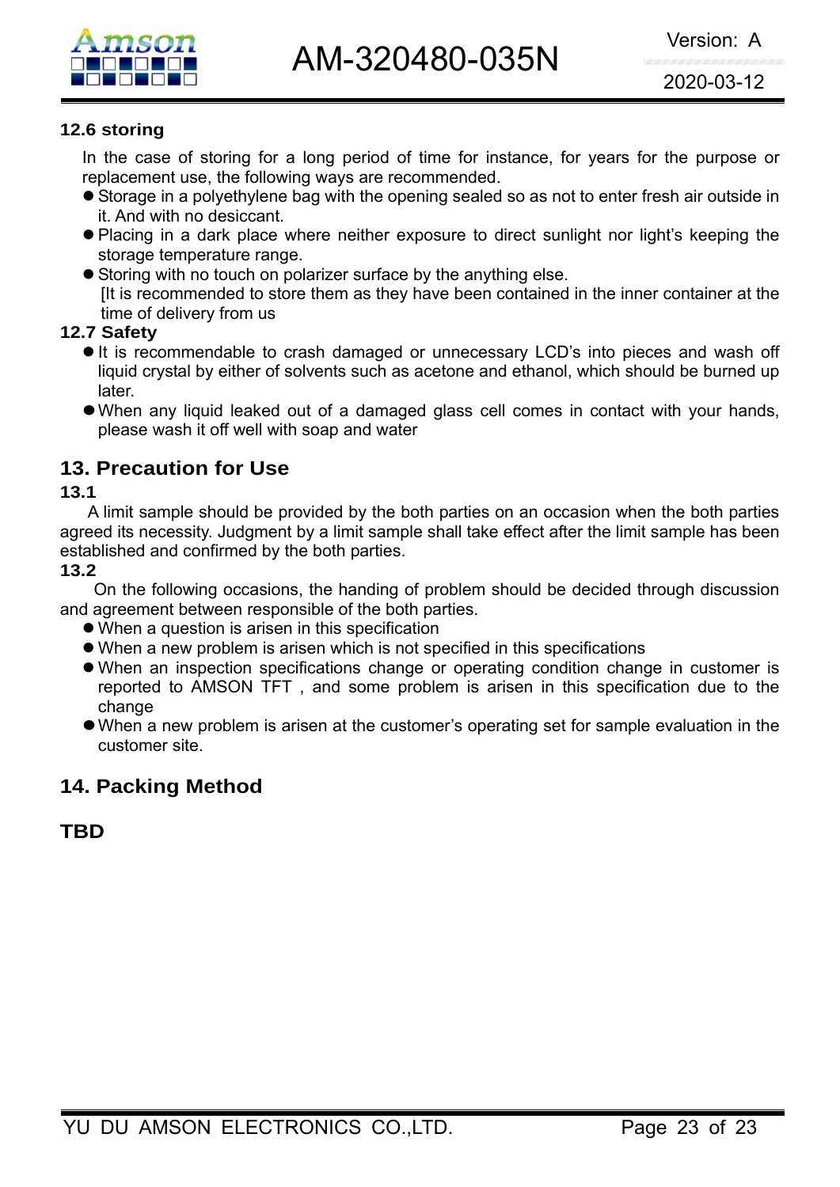### 12.6 storing

In the case of storing for a long period of time for instance, for years for the purpose or replacement use, the following ways are recommended.

- Storage in a polyethylene bag with the opening sealed so as not to enter fresh air outside in it. And with no desiccant.
- Placing in a dark place where neither exposure to direct sunlight nor light's keeping the storage temperature range.
- Storing with no touch on polarizer surface by the anything else.
  [It is recommended to store them as they have been contained in the inner container at the time of delivery from us

### 12.7 Safety

- It is recommendable to crash damaged or unnecessary LCD's into pieces and wash off liquid crystal by either of solvents such as acetone and ethanol, which should be burned up later.
- When any liquid leaked out of a damaged glass cell comes in contact with your hands, please wash it off well with soap and water

## 13. Precaution for Use

**13.1**

A limit sample should be provided by the both parties on an occasion when the both parties agreed its necessity. Judgment by a limit sample shall take effect after the limit sample has been established and confirmed by the both parties.

**13.2**

On the following occasions, the handing of problem should be decided through discussion and agreement between responsible of the both parties.

- When a question is arisen in this specification
- When a new problem is arisen which is not specified in this specifications
- When an inspection specifications change or operating condition change in customer is reported to AMSON TFT , and some problem is arisen in this specification due to the change
- When a new problem is arisen at the customer's operating set for sample evaluation in the customer site.

## 14. Packing Method

**TBD**